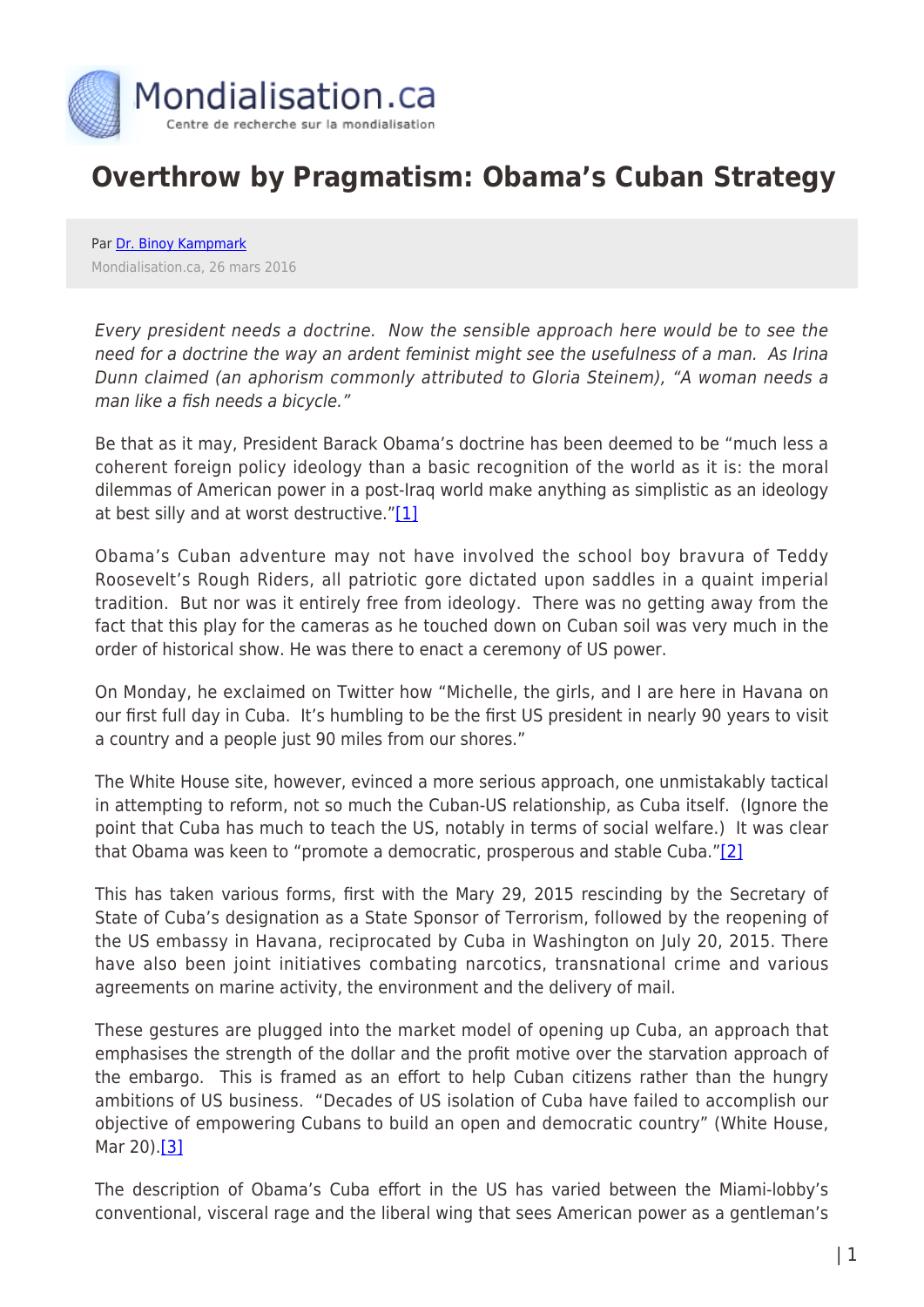# Overthrow by Pragmatism: Obama's Cuban Strategy

Par Dr. Binoy Kampmark

Mondialisation.ca, 26 mars 2016

*Every president needs a doctrine. Now the sensible approach here would be to see the need for a doctrine the way an ardent feminist might see the usefulness of a man. As Irina Dunn claimed (an aphorism commonly attributed to Gloria Steinem), "A woman needs a man like a fish needs a bicycle."*

Be that as it may, President Barack Obama's doctrine has been deemed to be "much less a coherent foreign policy ideology than a basic recognition of the world as it is: the moral dilemmas of American power in a post-Iraq world make anything as simplistic as an ideology at best silly and at worst destructive."[1]

Obama's Cuban adventure may not have involved the school boy bravura of Teddy Roosevelt's Rough Riders, all patriotic gore dictated upon saddles in a quaint imperial tradition. But nor was it entirely free from ideology. There was no getting away from the fact that this play for the cameras as he touched down on Cuban soil was very much in the order of historical show. He was there to enact a ceremony of US power.

On Monday, he exclaimed on Twitter how "Michelle, the girls, and I are here in Havana on our first full day in Cuba. It's humbling to be the first US president in nearly 90 years to visit a country and a people just 90 miles from our shores."

The White House site, however, evinced a more serious approach, one unmistakably tactical in attempting to reform, not so much the Cuban-US relationship, as Cuba itself. (Ignore the point that Cuba has much to teach the US, notably in terms of social welfare.) It was clear that Obama was keen to "promote a democratic, prosperous and stable Cuba."[2]

This has taken various forms, first with the Mary 29, 2015 rescinding by the Secretary of State of Cuba's designation as a State Sponsor of Terrorism, followed by the reopening of the US embassy in Havana, reciprocated by Cuba in Washington on July 20, 2015. There have also been joint initiatives combating narcotics, transnational crime and various agreements on marine activity, the environment and the delivery of mail.

These gestures are plugged into the market model of opening up Cuba, an approach that emphasises the strength of the dollar and the profit motive over the starvation approach of the embargo. This is framed as an effort to help Cuban citizens rather than the hungry ambitions of US business. "Decades of US isolation of Cuba have failed to accomplish our objective of empowering Cubans to build an open and democratic country" (White House, Mar 20).[3]

The description of Obama's Cuba effort in the US has varied between the Miami-lobby's conventional, visceral rage and the liberal wing that sees American power as a gentleman's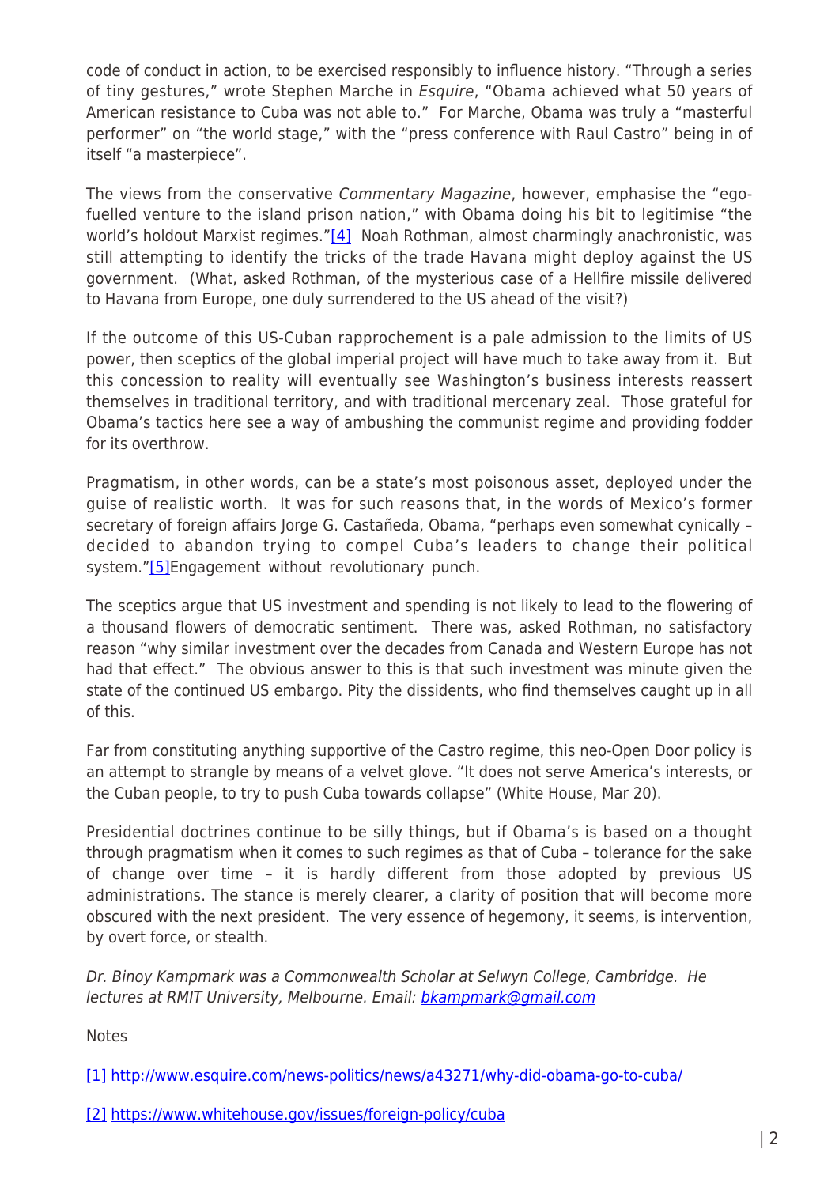code of conduct in action, to be exercised responsibly to influence history. "Through a series of tiny gestures," wrote Stephen Marche in *Esquire*, "Obama achieved what 50 years of American resistance to Cuba was not able to." For Marche, Obama was truly a "masterful performer" on "the world stage," with the "press conference with Raul Castro" being in of itself "a masterpiece".

The views from the conservative *Commentary Magazine*, however, emphasise the "ego-fuelled venture to the island prison nation," with Obama doing his bit to legitimise "the world's holdout Marxist regimes."[4] Noah Rothman, almost charmingly anachronistic, was still attempting to identify the tricks of the trade Havana might deploy against the US government. (What, asked Rothman, of the mysterious case of a Hellfire missile delivered to Havana from Europe, one duly surrendered to the US ahead of the visit?)

If the outcome of this US-Cuban rapprochement is a pale admission to the limits of US power, then sceptics of the global imperial project will have much to take away from it. But this concession to reality will eventually see Washington's business interests reassert themselves in traditional territory, and with traditional mercenary zeal. Those grateful for Obama's tactics here see a way of ambushing the communist regime and providing fodder for its overthrow.

Pragmatism, in other words, can be a state's most poisonous asset, deployed under the guise of realistic worth. It was for such reasons that, in the words of Mexico's former secretary of foreign affairs Jorge G. Castañeda, Obama, "perhaps even somewhat cynically – decided to abandon trying to compel Cuba's leaders to change their political system."[5]Engagement without revolutionary punch.

The sceptics argue that US investment and spending is not likely to lead to the flowering of a thousand flowers of democratic sentiment. There was, asked Rothman, no satisfactory reason "why similar investment over the decades from Canada and Western Europe has not had that effect." The obvious answer to this is that such investment was minute given the state of the continued US embargo. Pity the dissidents, who find themselves caught up in all of this.

Far from constituting anything supportive of the Castro regime, this neo-Open Door policy is an attempt to strangle by means of a velvet glove. "It does not serve America's interests, or the Cuban people, to try to push Cuba towards collapse" (White House, Mar 20).

Presidential doctrines continue to be silly things, but if Obama's is based on a thought through pragmatism when it comes to such regimes as that of Cuba – tolerance for the sake of change over time – it is hardly different from those adopted by previous US administrations. The stance is merely clearer, a clarity of position that will become more obscured with the next president. The very essence of hegemony, it seems, is intervention, by overt force, or stealth.

*Dr. Binoy Kampmark was a Commonwealth Scholar at Selwyn College, Cambridge. He lectures at RMIT University, Melbourne. Email: bkampmark@gmail.com*

Notes

[1] http://www.esquire.com/news-politics/news/a43271/why-did-obama-go-to-cuba/

[2] https://www.whitehouse.gov/issues/foreign-policy/cuba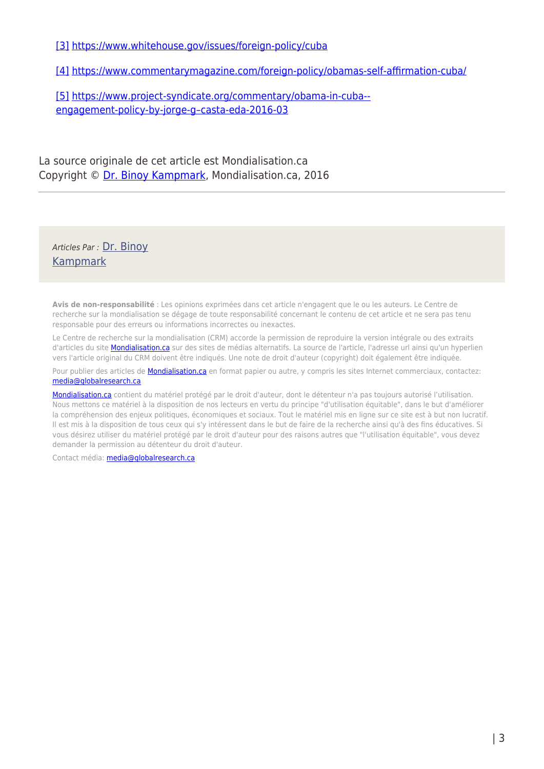[3] https://www.whitehouse.gov/issues/foreign-policy/cuba

[4] https://www.commentarymagazine.com/foreign-policy/obamas-self-affirmation-cuba/

[5] https://www.project-syndicate.org/commentary/obama-in-cuba--engagement-policy-by-jorge-g-casta-eda-2016-03

La source originale de cet article est Mondialisation.ca
Copyright © Dr. Binoy Kampmark, Mondialisation.ca, 2016

---

*Articles Par :* Dr. Binoy Kampmark

**Avis de non-responsabilité** : Les opinions exprimées dans cet article n'engagent que le ou les auteurs. Le Centre de recherche sur la mondialisation se dégage de toute responsabilité concernant le contenu de cet article et ne sera pas tenu responsable pour des erreurs ou informations incorrectes ou inexactes.

Le Centre de recherche sur la mondialisation (CRM) accorde la permission de reproduire la version intégrale ou des extraits d'articles du site Mondialisation.ca sur des sites de médias alternatifs. La source de l'article, l'adresse url ainsi qu'un hyperlien vers l'article original du CRM doivent être indiqués. Une note de droit d'auteur (copyright) doit également être indiquée.

Pour publier des articles de Mondialisation.ca en format papier ou autre, y compris les sites Internet commerciaux, contactez: media@globalresearch.ca

Mondialisation.ca contient du matériel protégé par le droit d'auteur, dont le détenteur n'a pas toujours autorisé l'utilisation. Nous mettons ce matériel à la disposition de nos lecteurs en vertu du principe "d'utilisation équitable", dans le but d'améliorer la compréhension des enjeux politiques, économiques et sociaux. Tout le matériel mis en ligne sur ce site est à but non lucratif. Il est mis à la disposition de tous ceux qui s'y intéressent dans le but de faire de la recherche ainsi qu'à des fins éducatives. Si vous désirez utiliser du matériel protégé par le droit d'auteur pour des raisons autres que "l'utilisation équitable", vous devez demander la permission au détenteur du droit d'auteur.

Contact média: media@globalresearch.ca